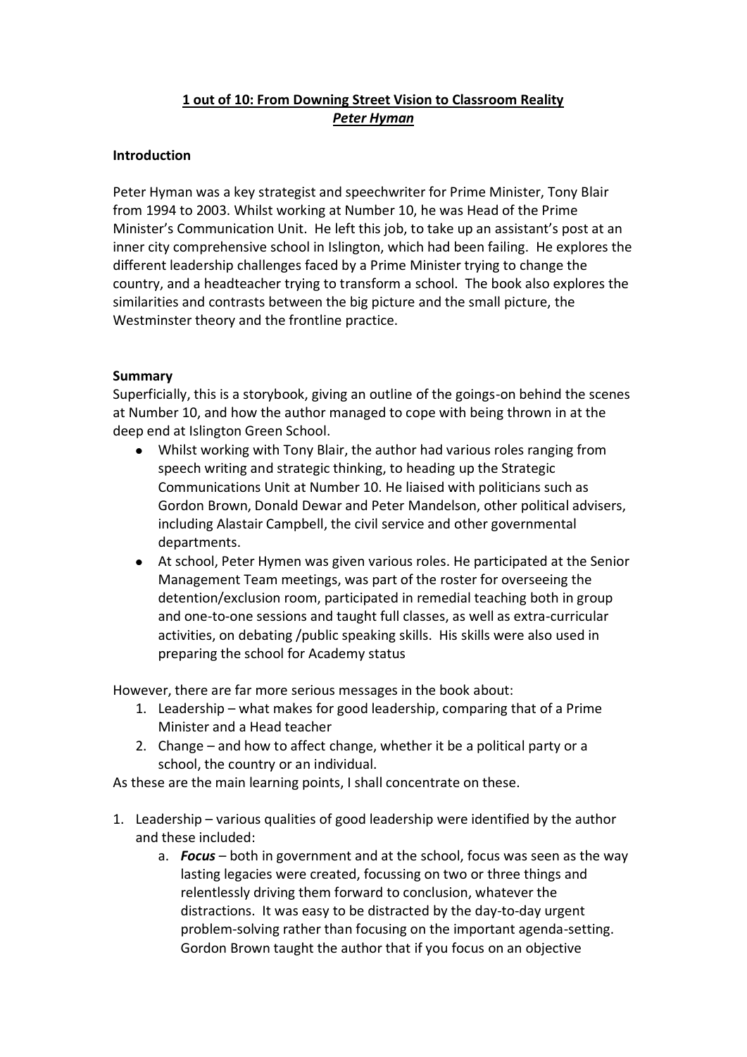# 1 out of 10: From Downing Street Vision to Classroom Reality
## *Peter Hyman*

### Introduction

Peter Hyman was a key strategist and speechwriter for Prime Minister, Tony Blair from 1994 to 2003. Whilst working at Number 10, he was Head of the Prime Minister's Communication Unit. He left this job, to take up an assistant's post at an inner city comprehensive school in Islington, which had been failing. He explores the different leadership challenges faced by a Prime Minister trying to change the country, and a headteacher trying to transform a school. The book also explores the similarities and contrasts between the big picture and the small picture, the Westminster theory and the frontline practice.

### Summary

Superficially, this is a storybook, giving an outline of the goings-on behind the scenes at Number 10, and how the author managed to cope with being thrown in at the deep end at Islington Green School.

- Whilst working with Tony Blair, the author had various roles ranging from speech writing and strategic thinking, to heading up the Strategic Communications Unit at Number 10. He liaised with politicians such as Gordon Brown, Donald Dewar and Peter Mandelson, other political advisers, including Alastair Campbell, the civil service and other governmental departments.
- At school, Peter Hymen was given various roles. He participated at the Senior Management Team meetings, was part of the roster for overseeing the detention/exclusion room, participated in remedial teaching both in group and one-to-one sessions and taught full classes, as well as extra-curricular activities, on debating /public speaking skills. His skills were also used in preparing the school for Academy status

However, there are far more serious messages in the book about:

1. Leadership – what makes for good leadership, comparing that of a Prime Minister and a Head teacher
2. Change – and how to affect change, whether it be a political party or a school, the country or an individual.

As these are the main learning points, I shall concentrate on these.

1. Leadership – various qualities of good leadership were identified by the author and these included:
    a. ***Focus*** – both in government and at the school, focus was seen as the way lasting legacies were created, focussing on two or three things and relentlessly driving them forward to conclusion, whatever the distractions. It was easy to be distracted by the day-to-day urgent problem-solving rather than focusing on the important agenda-setting. Gordon Brown taught the author that if you focus on an objective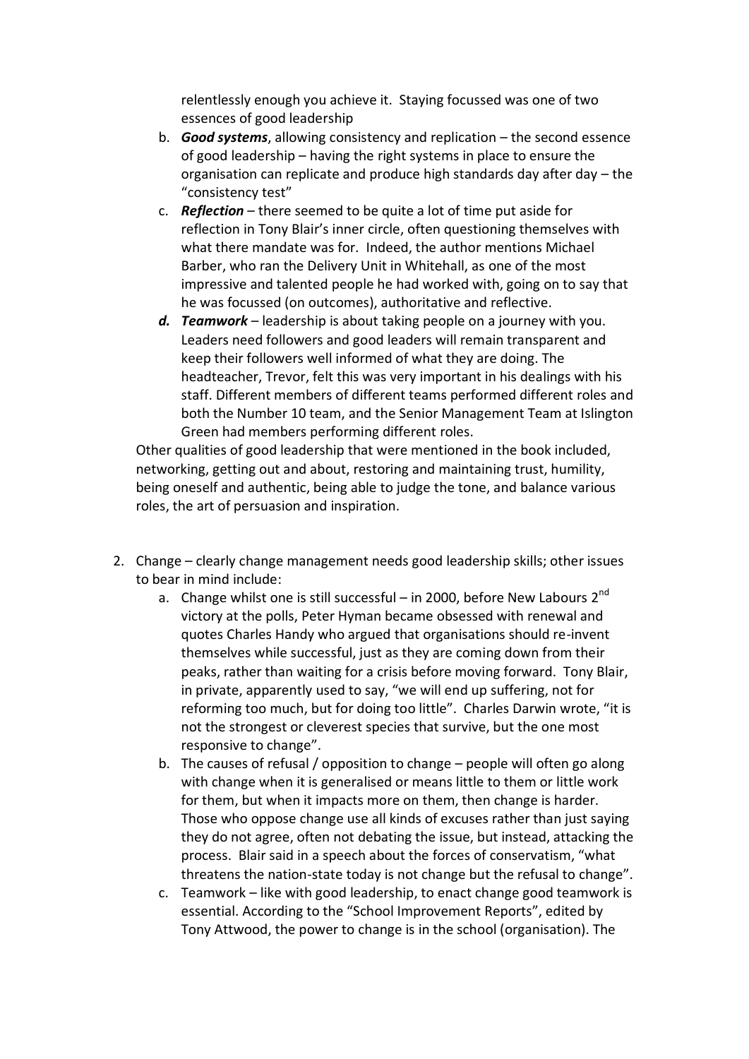relentlessly enough you achieve it. Staying focussed was one of two essences of good leadership

   b. ***Good systems***, allowing consistency and replication – the second essence of good leadership – having the right systems in place to ensure the organisation can replicate and produce high standards day after day – the "consistency test"
   c. ***Reflection*** – there seemed to be quite a lot of time put aside for reflection in Tony Blair's inner circle, often questioning themselves with what there mandate was for. Indeed, the author mentions Michael Barber, who ran the Delivery Unit in Whitehall, as one of the most impressive and talented people he had worked with, going on to say that he was focussed (on outcomes), authoritative and reflective.
   d. ***Teamwork*** – leadership is about taking people on a journey with you. Leaders need followers and good leaders will remain transparent and keep their followers well informed of what they are doing. The headteacher, Trevor, felt this was very important in his dealings with his staff. Different members of different teams performed different roles and both the Number 10 team, and the Senior Management Team at Islington Green had members performing different roles.

   Other qualities of good leadership that were mentioned in the book included, networking, getting out and about, restoring and maintaining trust, humility, being oneself and authentic, being able to judge the tone, and balance various roles, the art of persuasion and inspiration.

2. Change – clearly change management needs good leadership skills; other issues to bear in mind include:
   a. Change whilst one is still successful – in 2000, before New Labours 2nd victory at the polls, Peter Hyman became obsessed with renewal and quotes Charles Handy who argued that organisations should re-invent themselves while successful, just as they are coming down from their peaks, rather than waiting for a crisis before moving forward. Tony Blair, in private, apparently used to say, "we will end up suffering, not for reforming too much, but for doing too little". Charles Darwin wrote, "it is not the strongest or cleverest species that survive, but the one most responsive to change".
   b. The causes of refusal / opposition to change – people will often go along with change when it is generalised or means little to them or little work for them, but when it impacts more on them, then change is harder. Those who oppose change use all kinds of excuses rather than just saying they do not agree, often not debating the issue, but instead, attacking the process. Blair said in a speech about the forces of conservatism, "what threatens the nation-state today is not change but the refusal to change".
   c. Teamwork – like with good leadership, to enact change good teamwork is essential. According to the "School Improvement Reports", edited by Tony Attwood, the power to change is in the school (organisation). The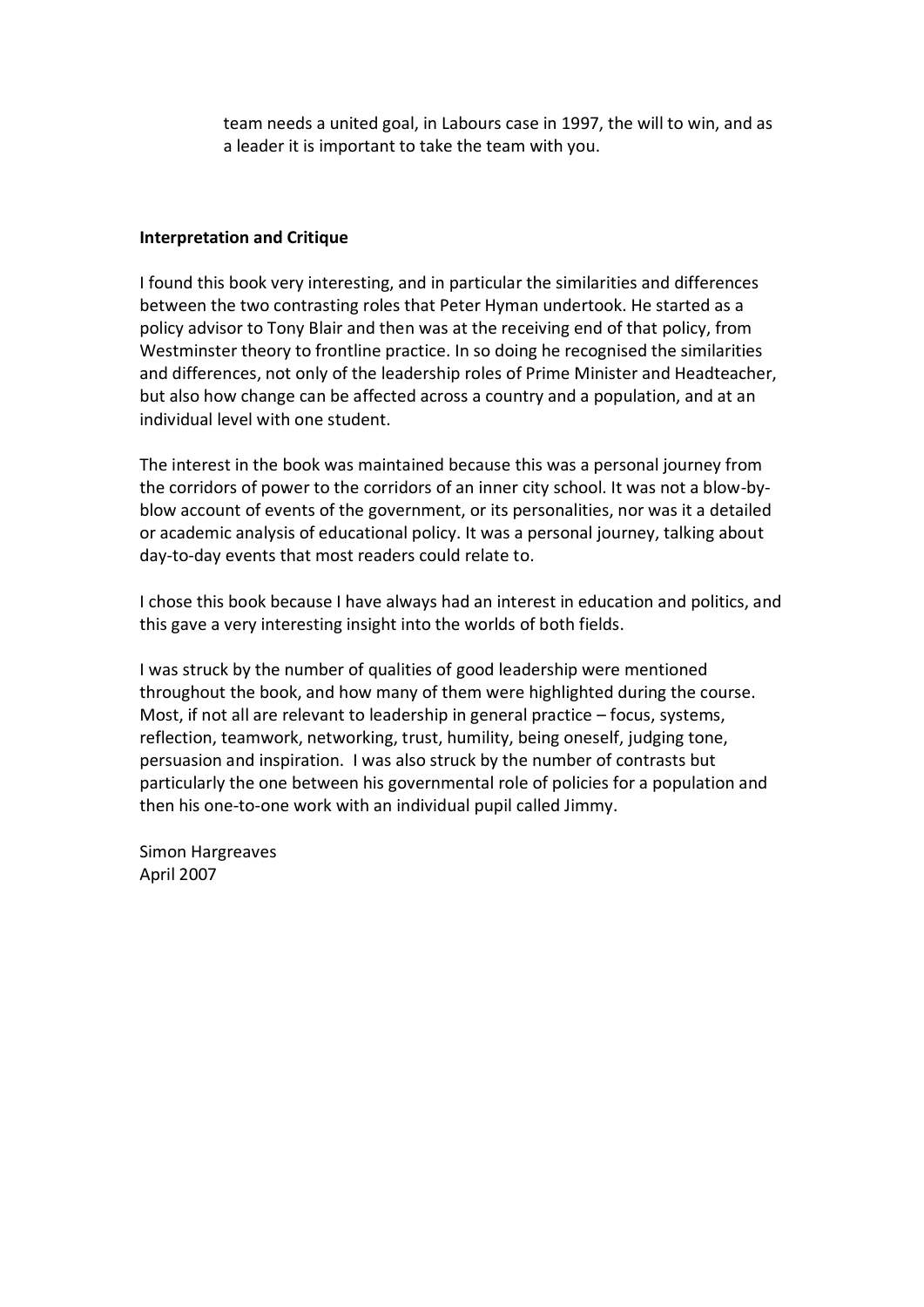team needs a united goal, in Labours case in 1997, the will to win, and as a leader it is important to take the team with you.

**Interpretation and Critique**

I found this book very interesting, and in particular the similarities and differences between the two contrasting roles that Peter Hyman undertook. He started as a policy advisor to Tony Blair and then was at the receiving end of that policy, from Westminster theory to frontline practice. In so doing he recognised the similarities and differences, not only of the leadership roles of Prime Minister and Headteacher, but also how change can be affected across a country and a population, and at an individual level with one student.

The interest in the book was maintained because this was a personal journey from the corridors of power to the corridors of an inner city school. It was not a blow-by-blow account of events of the government, or its personalities, nor was it a detailed or academic analysis of educational policy. It was a personal journey, talking about day-to-day events that most readers could relate to.

I chose this book because I have always had an interest in education and politics, and this gave a very interesting insight into the worlds of both fields.

I was struck by the number of qualities of good leadership were mentioned throughout the book, and how many of them were highlighted during the course. Most, if not all are relevant to leadership in general practice – focus, systems, reflection, teamwork, networking, trust, humility, being oneself, judging tone, persuasion and inspiration. I was also struck by the number of contrasts but particularly the one between his governmental role of policies for a population and then his one-to-one work with an individual pupil called Jimmy.

Simon Hargreaves
April 2007